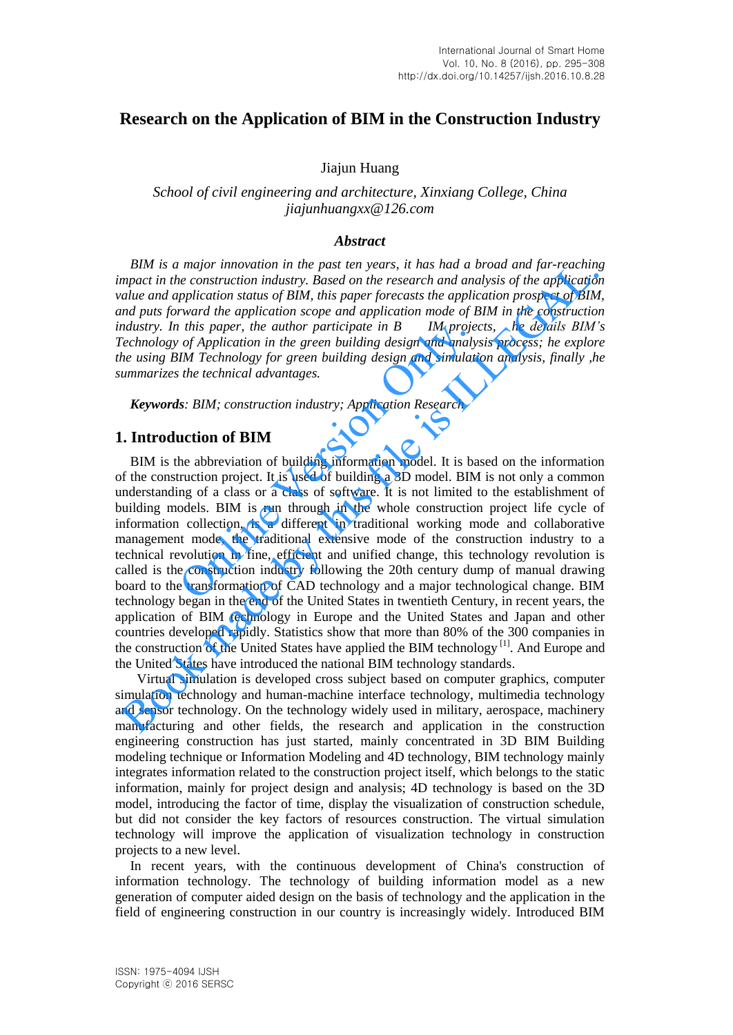# Research on the Application of BIM in the Construction Industry

Jiajun Huang

*School of civil engineering and architecture, Xinxiang College, China*
*jiajunhuangxx@126.com*

## *Abstract*

*BIM is a major innovation in the past ten years, it has had a broad and far-reaching impact in the construction industry. Based on the research and analysis of the application value and application status of BIM, this paper forecasts the application prospect of BIM, and puts forward the application scope and application mode of BIM in the construction industry. In this paper, the author participate in BIM projects, he details BIM's Technology of Application in the green building design and analysis process; he explore the using BIM Technology for green building design and simulation analysis, finally ,he summarizes the technical advantages.*

***Keywords**: BIM; construction industry; Application Research*

## 1. Introduction of BIM

BIM is the abbreviation of building information model. It is based on the information of the construction project. It is used of building a 3D model. BIM is not only a common understanding of a class or a class of software. It is not limited to the establishment of building models. BIM is run through in the whole construction project life cycle of information collection, is a different in traditional working mode and collaborative management mode, the traditional extensive mode of the construction industry to a technical revolution in fine, efficient and unified change, this technology revolution is called is the construction industry following the 20th century dump of manual drawing board to the transformation of CAD technology and a major technological change. BIM technology began in the end of the United States in twentieth Century, in recent years, the application of BIM technology in Europe and the United States and Japan and other countries developed rapidly. Statistics show that more than 80% of the 300 companies in the construction of the United States have applied the BIM technology [1]. And Europe and the United States have introduced the national BIM technology standards.

Virtual simulation is developed cross subject based on computer graphics, computer simulation technology and human-machine interface technology, multimedia technology and sensor technology. On the technology widely used in military, aerospace, machinery manufacturing and other fields, the research and application in the construction engineering construction has just started, mainly concentrated in 3D BIM Building modeling technique or Information Modeling and 4D technology, BIM technology mainly integrates information related to the construction project itself, which belongs to the static information, mainly for project design and analysis; 4D technology is based on the 3D model, introducing the factor of time, display the visualization of construction schedule, but did not consider the key factors of resources construction. The virtual simulation technology will improve the application of visualization technology in construction projects to a new level.

In recent years, with the continuous development of China's construction of information technology. The technology of building information model as a new generation of computer aided design on the basis of technology and the application in the field of engineering construction in our country is increasingly widely. Introduced BIM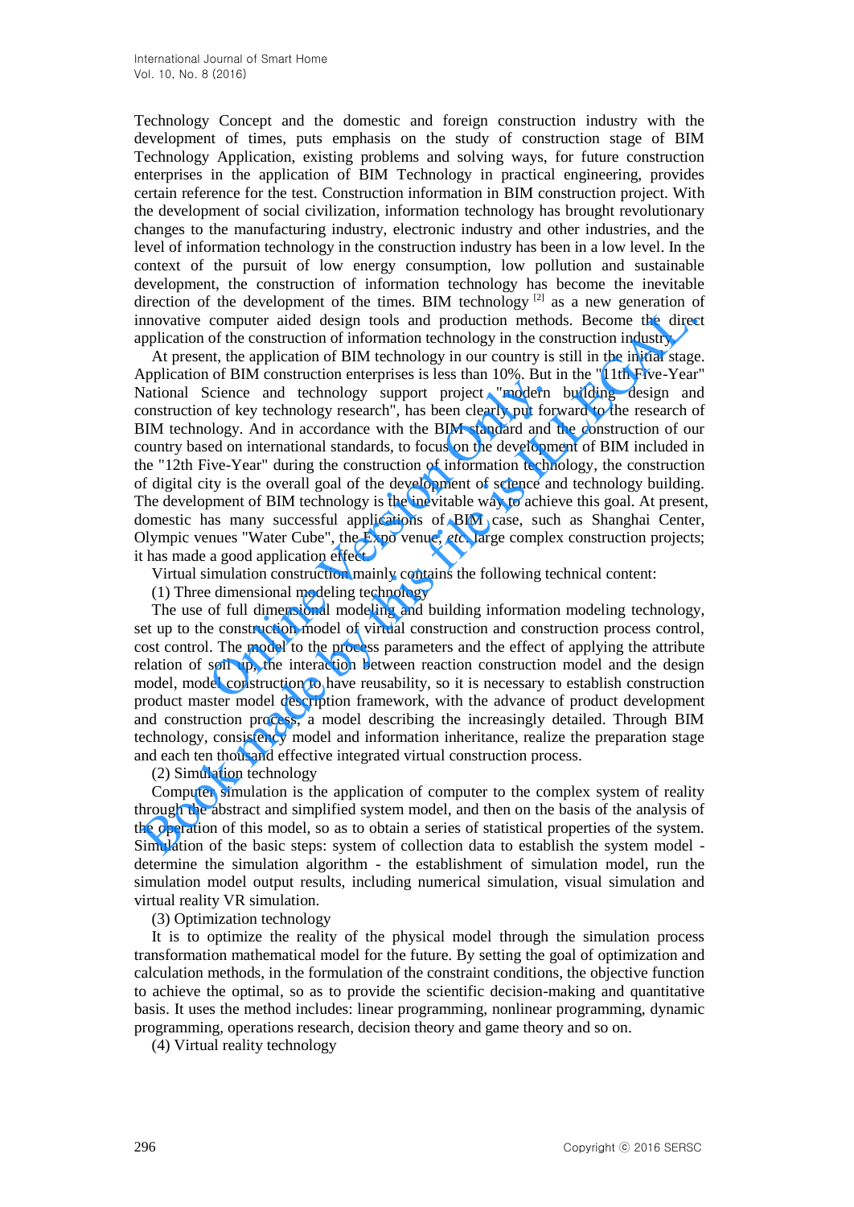Technology Concept and the domestic and foreign construction industry with the development of times, puts emphasis on the study of construction stage of BIM Technology Application, existing problems and solving ways, for future construction enterprises in the application of BIM Technology in practical engineering, provides certain reference for the test. Construction information in BIM construction project. With the development of social civilization, information technology has brought revolutionary changes to the manufacturing industry, electronic industry and other industries, and the level of information technology in the construction industry has been in a low level. In the context of the pursuit of low energy consumption, low pollution and sustainable development, the construction of information technology has become the inevitable direction of the development of the times. BIM technology [2] as a new generation of innovative computer aided design tools and production methods. Become the direct application of the construction of information technology in the construction industry.

At present, the application of BIM technology in our country is still in the initial stage. Application of BIM construction enterprises is less than 10%. But in the "11th Five-Year" National Science and technology support project "modern building design and construction of key technology research", has been clearly put forward to the research of BIM technology. And in accordance with the BIM standard and the construction of our country based on international standards, to focus on the development of BIM included in the "12th Five-Year" during the construction of information technology, the construction of digital city is the overall goal of the development of science and technology building. The development of BIM technology is the inevitable way to achieve this goal. At present, domestic has many successful applications of BIM case, such as Shanghai Center, Olympic venues "Water Cube", the Expo venue, *etc*. large complex construction projects; it has made a good application effect.

Virtual simulation construction mainly contains the following technical content:

(1) Three dimensional modeling technology

The use of full dimensional modeling and building information modeling technology, set up to the construction model of virtual construction and construction process control, cost control. The model to the process parameters and the effect of applying the attribute relation of soil up, the interaction between reaction construction model and the design model, model construction to have reusability, so it is necessary to establish construction product master model description framework, with the advance of product development and construction process, a model describing the increasingly detailed. Through BIM technology, consistency model and information inheritance, realize the preparation stage and each ten thousand effective integrated virtual construction process.

(2) Simulation technology

Computer simulation is the application of computer to the complex system of reality through the abstract and simplified system model, and then on the basis of the analysis of the operation of this model, so as to obtain a series of statistical properties of the system. Simulation of the basic steps: system of collection data to establish the system model - determine the simulation algorithm - the establishment of simulation model, run the simulation model output results, including numerical simulation, visual simulation and virtual reality VR simulation.

(3) Optimization technology

It is to optimize the reality of the physical model through the simulation process transformation mathematical model for the future. By setting the goal of optimization and calculation methods, in the formulation of the constraint conditions, the objective function to achieve the optimal, so as to provide the scientific decision-making and quantitative basis. It uses the method includes: linear programming, nonlinear programming, dynamic programming, operations research, decision theory and game theory and so on.

(4) Virtual reality technology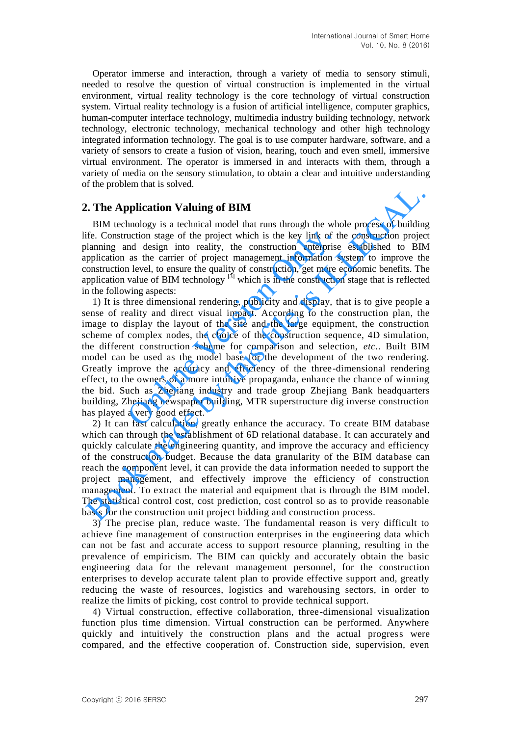Operator immerse and interaction, through a variety of media to sensory stimuli, needed to resolve the question of virtual construction is implemented in the virtual environment, virtual reality technology is the core technology of virtual construction system. Virtual reality technology is a fusion of artificial intelligence, computer graphics, human-computer interface technology, multimedia industry building technology, network technology, electronic technology, mechanical technology and other high technology integrated information technology. The goal is to use computer hardware, software, and a variety of sensors to create a fusion of vision, hearing, touch and even smell, immersive virtual environment. The operator is immersed in and interacts with them, through a variety of media on the sensory stimulation, to obtain a clear and intuitive understanding of the problem that is solved.

## 2. The Application Valuing of BIM

BIM technology is a technical model that runs through the whole process of building life. Construction stage of the project which is the key link of the construction project planning and design into reality, the construction enterprise established to BIM application as the carrier of project management information system to improve the construction level, to ensure the quality of construction, get more economic benefits. The application value of BIM technology [3] which is in the construction stage that is reflected in the following aspects:

1) It is three dimensional rendering, publicity and display, that is to give people a sense of reality and direct visual impact. According to the construction plan, the image to display the layout of the site and the large equipment, the construction scheme of complex nodes, the choice of the construction sequence, 4D simulation, the different construction scheme for comparison and selection, *etc*.. Built BIM model can be used as the model base for the development of the two rendering. Greatly improve the accuracy and efficiency of the three-dimensional rendering effect, to the owners of a more intuitive propaganda, enhance the chance of winning the bid. Such as Zhejiang industry and trade group Zhejiang Bank headquarters building, Zhejiang newspaper building, MTR superstructure dig inverse construction has played a very good effect.

2) It can fast calculation, greatly enhance the accuracy. To create BIM database which can through the establishment of 6D relational database. It can accurately and quickly calculate the engineering quantity, and improve the accuracy and efficiency of the construction budget. Because the data granularity of the BIM database can reach the component level, it can provide the data information needed to support the project management, and effectively improve the efficiency of construction management. To extract the material and equipment that is through the BIM model. The statistical control cost, cost prediction, cost control so as to provide reasonable basis for the construction unit project bidding and construction process.

3) The precise plan, reduce waste. The fundamental reason is very difficult to achieve fine management of construction enterprises in the engineering data which can not be fast and accurate access to support resource planning, resulting in the prevalence of empiricism. The BIM can quickly and accurately obtain the basic engineering data for the relevant management personnel, for the construction enterprises to develop accurate talent plan to provide effective support and, greatly reducing the waste of resources, logistics and warehousing sectors, in order to realize the limits of picking, cost control to provide technical support.

4) Virtual construction, effective collaboration, three-dimensional visualization function plus time dimension. Virtual construction can be performed. Anywhere quickly and intuitively the construction plans and the actual progress were compared, and the effective cooperation of. Construction side, supervision, even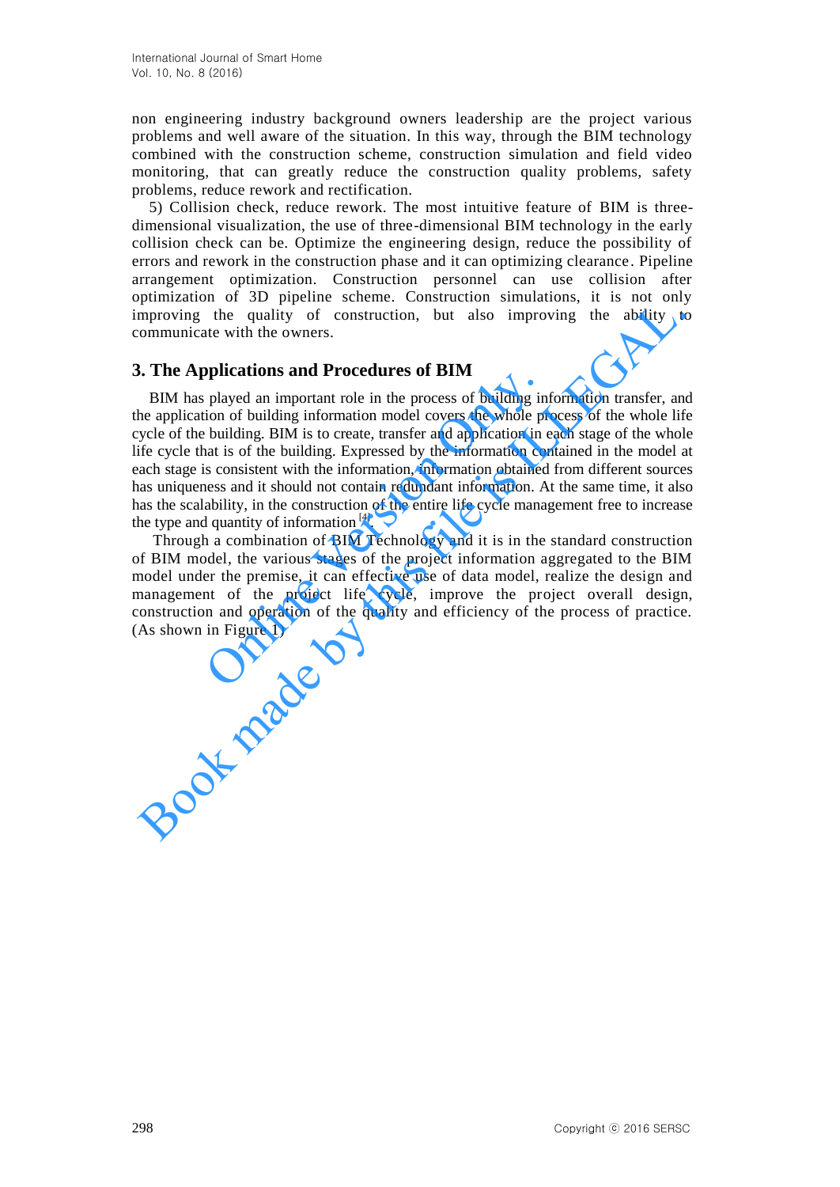non engineering industry background owners leadership are the project various problems and well aware of the situation. In this way, through the BIM technology combined with the construction scheme, construction simulation and field video monitoring, that can greatly reduce the construction quality problems, safety problems, reduce rework and rectification.

5) Collision check, reduce rework. The most intuitive feature of BIM is three-dimensional visualization, the use of three-dimensional BIM technology in the early collision check can be. Optimize the engineering design, reduce the possibility of errors and rework in the construction phase and it can optimizing clearance. Pipeline arrangement optimization. Construction personnel can use collision after optimization of 3D pipeline scheme. Construction simulations, it is not only improving the quality of construction, but also improving the ability to communicate with the owners.

## 3. The Applications and Procedures of BIM

BIM has played an important role in the process of building information transfer, and the application of building information model covers the whole process of the whole life cycle of the building. BIM is to create, transfer and application in each stage of the whole life cycle that is of the building. Expressed by the information contained in the model at each stage is consistent with the information, information obtained from different sources has uniqueness and it should not contain redundant information. At the same time, it also has the scalability, in the construction of the entire life cycle management free to increase the type and quantity of information [4].

Through a combination of BIM Technology and it is in the standard construction of BIM model, the various stages of the project information aggregated to the BIM model under the premise, it can effective use of data model, realize the design and management of the project life cycle, improve the project overall design, construction and operation of the quality and efficiency of the process of practice. (As shown in Figure 1)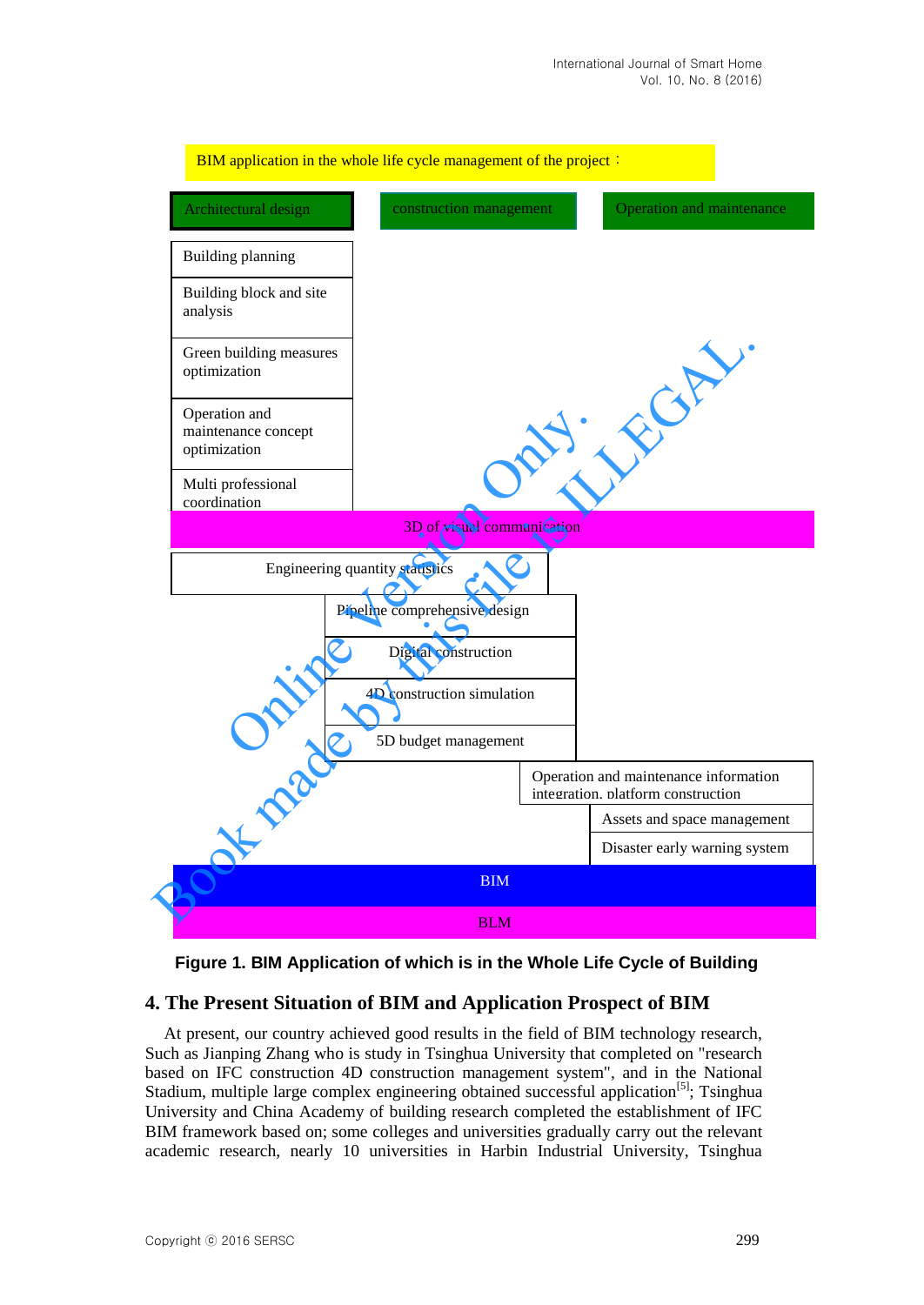BIM application in the whole life cycle management of the project：

Architectural design | construction management | Operation and maintenance

Building planning

Building block and site analysis

Green building measures optimization

Operation and maintenance concept optimization

Multi professional coordination

3D of visual communication

Engineering quantity statistics

Pipeline comprehensive design

Digital construction

4D construction simulation

5D budget management

Operation and maintenance information integration, platform construction

Assets and space management

Disaster early warning system

BIM

BLM

**Figure 1. BIM Application of which is in the Whole Life Cycle of Building**

## 4. The Present Situation of BIM and Application Prospect of BIM

At present, our country achieved good results in the field of BIM technology research, Such as Jianping Zhang who is study in Tsinghua University that completed on "research based on IFC construction 4D construction management system", and in the National Stadium, multiple large complex engineering obtained successful application[5]; Tsinghua University and China Academy of building research completed the establishment of IFC BIM framework based on; some colleges and universities gradually carry out the relevant academic research, nearly 10 universities in Harbin Industrial University, Tsinghua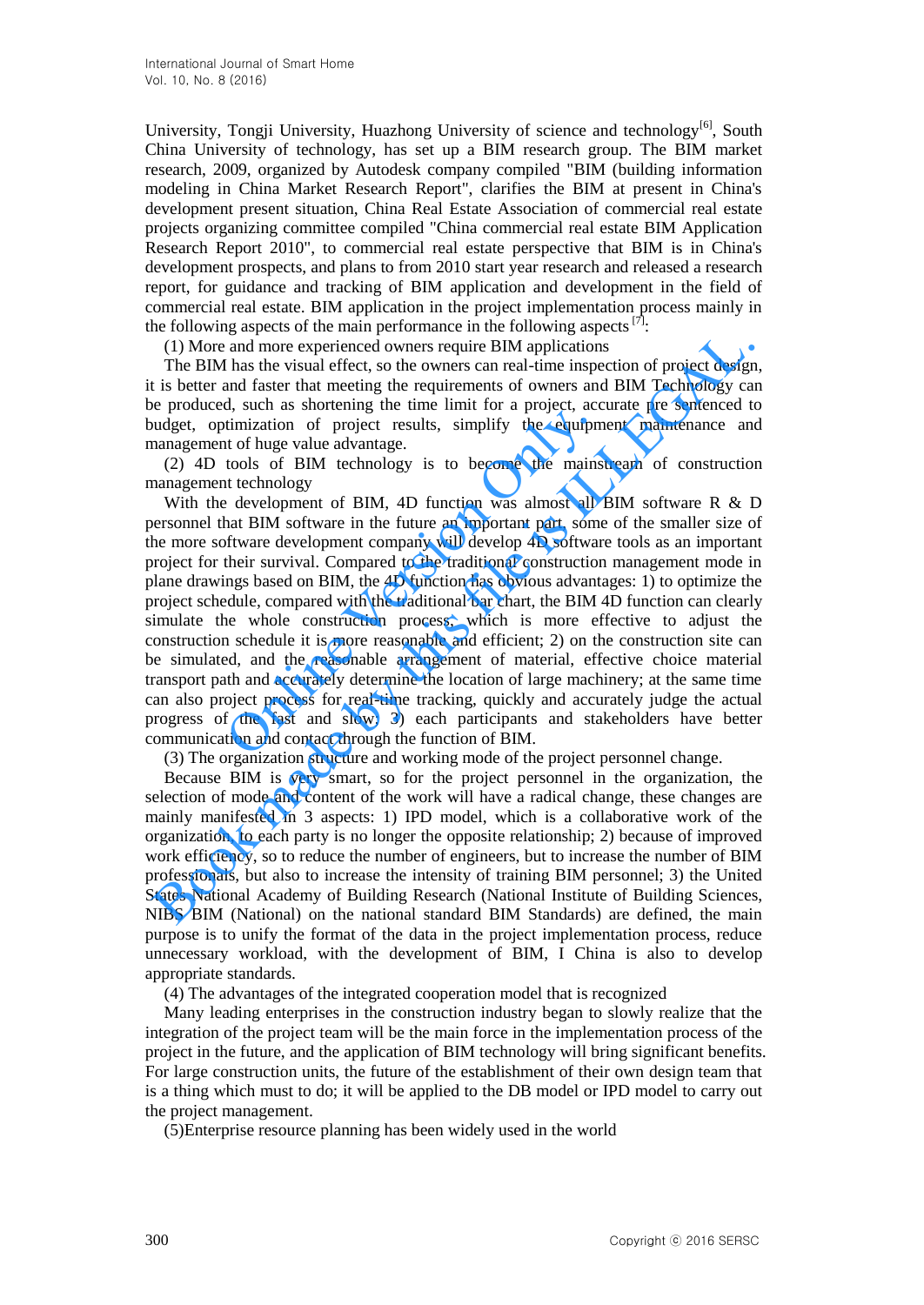University, Tongji University, Huazhong University of science and technology[6], South China University of technology, has set up a BIM research group. The BIM market research, 2009, organized by Autodesk company compiled "BIM (building information modeling in China Market Research Report", clarifies the BIM at present in China's development present situation, China Real Estate Association of commercial real estate projects organizing committee compiled "China commercial real estate BIM Application Research Report 2010", to commercial real estate perspective that BIM is in China's development prospects, and plans to from 2010 start year research and released a research report, for guidance and tracking of BIM application and development in the field of commercial real estate. BIM application in the project implementation process mainly in the following aspects of the main performance in the following aspects [7]:

(1) More and more experienced owners require BIM applications

The BIM has the visual effect, so the owners can real-time inspection of project design, it is better and faster that meeting the requirements of owners and BIM Technology can be produced, such as shortening the time limit for a project, accurate pre sentenced to budget, optimization of project results, simplify the equipment maintenance and management of huge value advantage.

(2) 4D tools of BIM technology is to become the mainstream of construction management technology

With the development of BIM, 4D function was almost all BIM software R & D personnel that BIM software in the future an important part, some of the smaller size of the more software development company will develop 4D software tools as an important project for their survival. Compared to the traditional construction management mode in plane drawings based on BIM, the 4D function has obvious advantages: 1) to optimize the project schedule, compared with the traditional bar chart, the BIM 4D function can clearly simulate the whole construction process, which is more effective to adjust the construction schedule it is more reasonable and efficient; 2) on the construction site can be simulated, and the reasonable arrangement of material, effective choice material transport path and accurately determine the location of large machinery; at the same time can also project process for real-time tracking, quickly and accurately judge the actual progress of the fast and slow; 3) each participants and stakeholders have better communication and contact through the function of BIM.

(3) The organization structure and working mode of the project personnel change.

Because BIM is very smart, so for the project personnel in the organization, the selection of mode and content of the work will have a radical change, these changes are mainly manifested in 3 aspects: 1) IPD model, which is a collaborative work of the organization, to each party is no longer the opposite relationship; 2) because of improved work efficiency, so to reduce the number of engineers, but to increase the number of BIM professionals, but also to increase the intensity of training BIM personnel; 3) the United States National Academy of Building Research (National Institute of Building Sciences, NIBS BIM (National) on the national standard BIM Standards) are defined, the main purpose is to unify the format of the data in the project implementation process, reduce unnecessary workload, with the development of BIM, I China is also to develop appropriate standards.

(4) The advantages of the integrated cooperation model that is recognized

Many leading enterprises in the construction industry began to slowly realize that the integration of the project team will be the main force in the implementation process of the project in the future, and the application of BIM technology will bring significant benefits. For large construction units, the future of the establishment of their own design team that is a thing which must to do; it will be applied to the DB model or IPD model to carry out the project management.

(5)Enterprise resource planning has been widely used in the world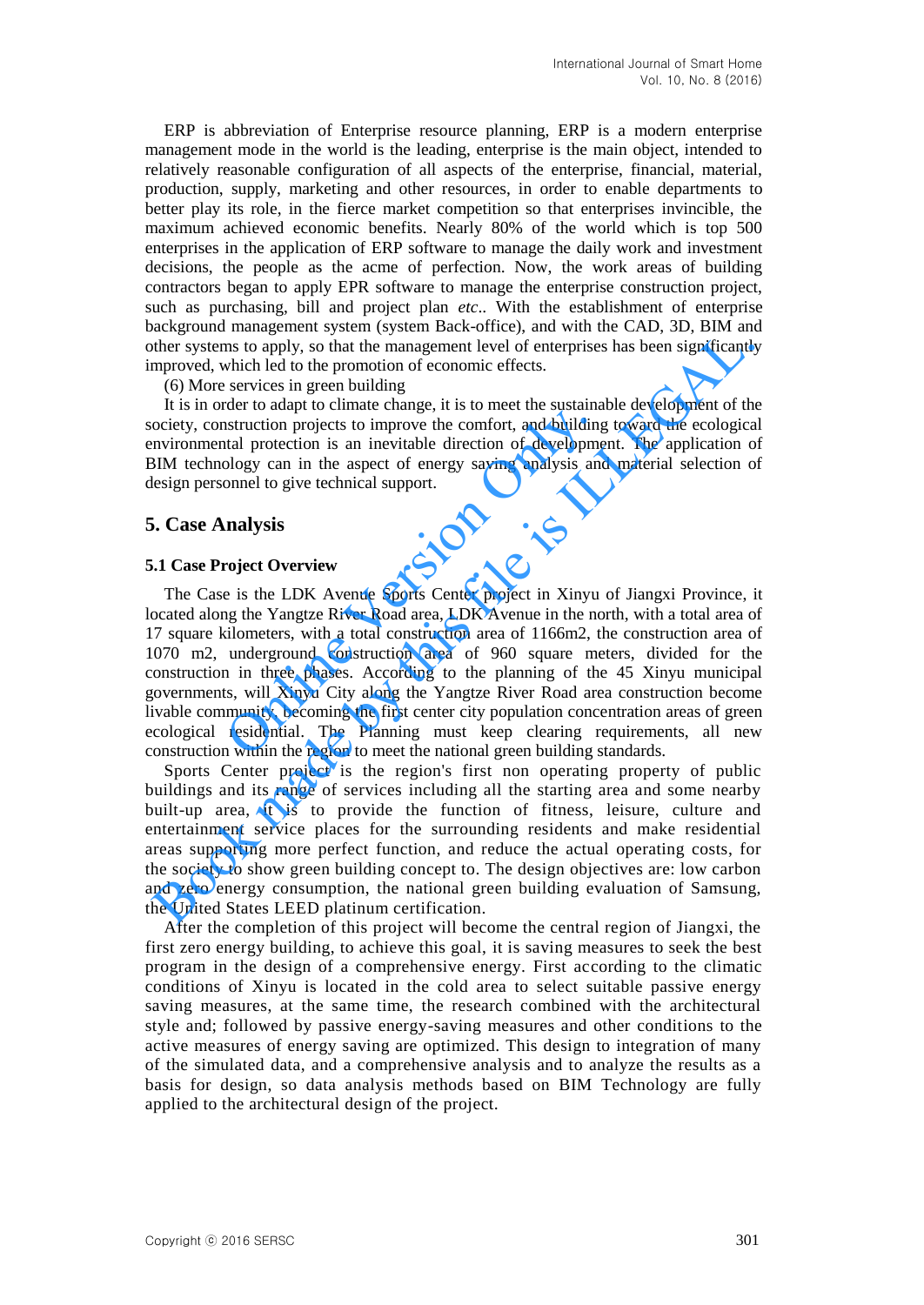ERP is abbreviation of Enterprise resource planning, ERP is a modern enterprise management mode in the world is the leading, enterprise is the main object, intended to relatively reasonable configuration of all aspects of the enterprise, financial, material, production, supply, marketing and other resources, in order to enable departments to better play its role, in the fierce market competition so that enterprises invincible, the maximum achieved economic benefits. Nearly 80% of the world which is top 500 enterprises in the application of ERP software to manage the daily work and investment decisions, the people as the acme of perfection. Now, the work areas of building contractors began to apply EPR software to manage the enterprise construction project, such as purchasing, bill and project plan *etc*.. With the establishment of enterprise background management system (system Back-office), and with the CAD, 3D, BIM and other systems to apply, so that the management level of enterprises has been significantly improved, which led to the promotion of economic effects.

(6) More services in green building

It is in order to adapt to climate change, it is to meet the sustainable development of the society, construction projects to improve the comfort, and building toward the ecological environmental protection is an inevitable direction of development. The application of BIM technology can in the aspect of energy saving analysis and material selection of design personnel to give technical support.

## 5. Case Analysis

### 5.1 Case Project Overview

The Case is the LDK Avenue Sports Center project in Xinyu of Jiangxi Province, it located along the Yangtze River Road area, LDK Avenue in the north, with a total area of 17 square kilometers, with a total construction area of 1166m2, the construction area of 1070 m2, underground construction area of 960 square meters, divided for the construction in three phases. According to the planning of the 45 Xinyu municipal governments, will Xinyu City along the Yangtze River Road area construction become livable community, becoming the first center city population concentration areas of green ecological residential. The Planning must keep clearing requirements, all new construction within the region to meet the national green building standards.

Sports Center project is the region's first non operating property of public buildings and its range of services including all the starting area and some nearby built-up area, it is to provide the function of fitness, leisure, culture and entertainment service places for the surrounding residents and make residential areas supporting more perfect function, and reduce the actual operating costs, for the society to show green building concept to. The design objectives are: low carbon and zero energy consumption, the national green building evaluation of Samsung, the United States LEED platinum certification.

After the completion of this project will become the central region of Jiangxi, the first zero energy building, to achieve this goal, it is saving measures to seek the best program in the design of a comprehensive energy. First according to the climatic conditions of Xinyu is located in the cold area to select suitable passive energy saving measures, at the same time, the research combined with the architectural style and; followed by passive energy-saving measures and other conditions to the active measures of energy saving are optimized. This design to integration of many of the simulated data, and a comprehensive analysis and to analyze the results as a basis for design, so data analysis methods based on BIM Technology are fully applied to the architectural design of the project.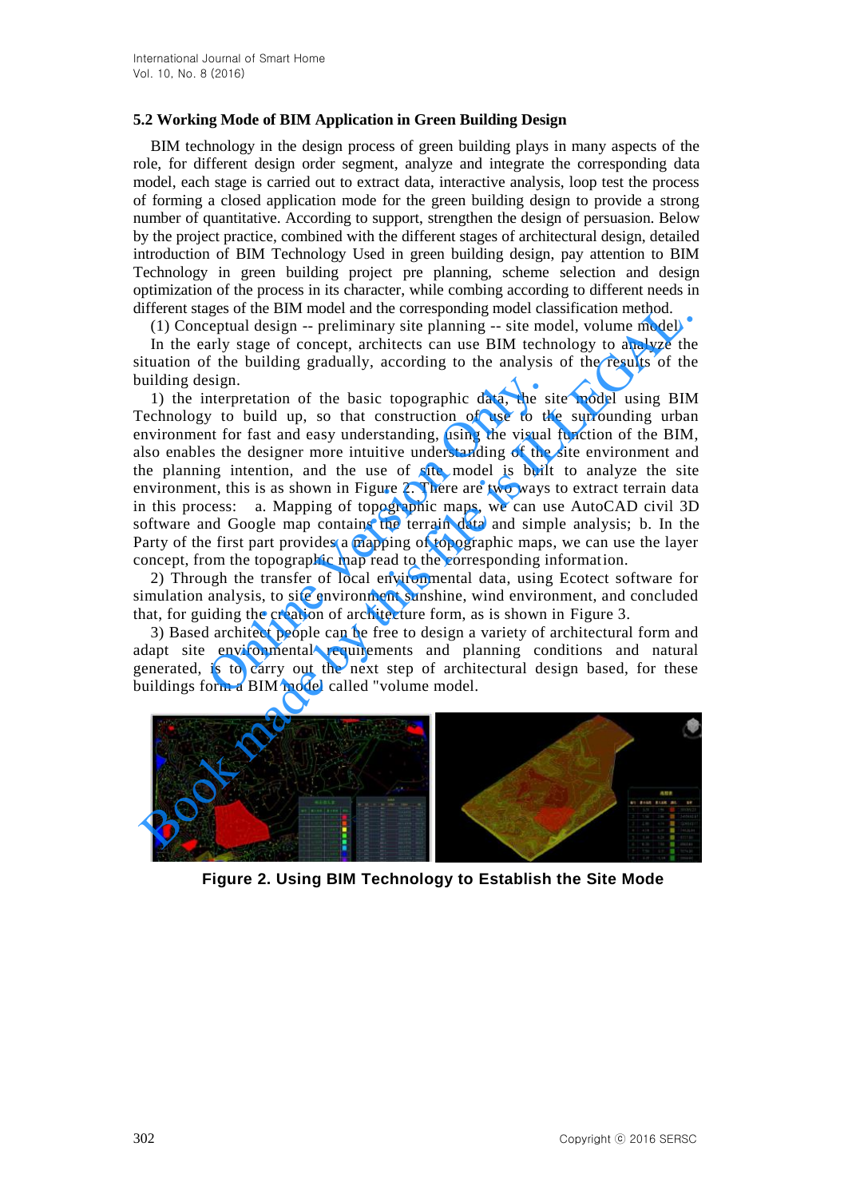### 5.2 Working Mode of BIM Application in Green Building Design

BIM technology in the design process of green building plays in many aspects of the role, for different design order segment, analyze and integrate the corresponding data model, each stage is carried out to extract data, interactive analysis, loop test the process of forming a closed application mode for the green building design to provide a strong number of quantitative. According to support, strengthen the design of persuasion. Below by the project practice, combined with the different stages of architectural design, detailed introduction of BIM Technology Used in green building design, pay attention to BIM Technology in green building project pre planning, scheme selection and design optimization of the process in its character, while combing according to different needs in different stages of the BIM model and the corresponding model classification method.

(1) Conceptual design -- preliminary site planning -- site model, volume model.

In the early stage of concept, architects can use BIM technology to analyze the situation of the building gradually, according to the analysis of the results of the building design.

1) the interpretation of the basic topographic data, the site model using BIM Technology to build up, so that construction of use to the surrounding urban environment for fast and easy understanding, using the visual function of the BIM, also enables the designer more intuitive understanding of the site environment and the planning intention, and the use of site model is built to analyze the site environment, this is as shown in Figure 2. There are two ways to extract terrain data in this process: a. Mapping of topographic maps, we can use AutoCAD civil 3D software and Google map contains the terrain data and simple analysis; b. In the Party of the first part provides a mapping of topographic maps, we can use the layer concept, from the topographic map read to the corresponding information.

2) Through the transfer of local environmental data, using Ecotect software for simulation analysis, to site environment sunshine, wind environment, and concluded that, for guiding the creation of architecture form, as is shown in Figure 3.

3) Based architect people can be free to design a variety of architectural form and adapt site environmental requirements and planning conditions and natural generated, is to carry out the next step of architectural design based, for these buildings form a BIM model called "volume model.

**Figure 2. Using BIM Technology to Establish the Site Mode**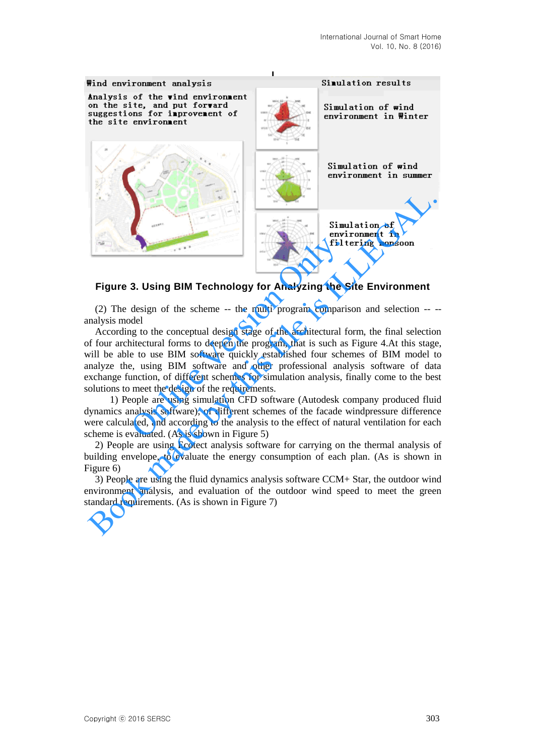Wind environment analysis

Analysis of the wind environment on the site, and put forward suggestions for improvement of the site environment

Simulation results

Simulation of wind environment in Winter

Simulation of wind environment in summer

Simulation of environment in filtering monsoon

**Figure 3. Using BIM Technology for Analyzing the Site Environment**

(2) The design of the scheme -- the multi program comparison and selection -- -- analysis model

According to the conceptual design stage of the architectural form, the final selection of four architectural forms to deepen the program, that is such as Figure 4.At this stage, will be able to use BIM software quickly established four schemes of BIM model to analyze the, using BIM software and other professional analysis software of data exchange function, of different schemes for simulation analysis, finally come to the best solutions to meet the design of the requirements.

1) People are using simulation CFD software (Autodesk company produced fluid dynamics analysis software), of different schemes of the facade windpressure difference were calculated, and according to the analysis to the effect of natural ventilation for each scheme is evaluated. (As is shown in Figure 5)

2) People are using Ecotect analysis software for carrying on the thermal analysis of building envelope, to evaluate the energy consumption of each plan. (As is shown in Figure 6)

3) People are using the fluid dynamics analysis software CCM+ Star, the outdoor wind environment analysis, and evaluation of the outdoor wind speed to meet the green standard requirements. (As is shown in Figure 7)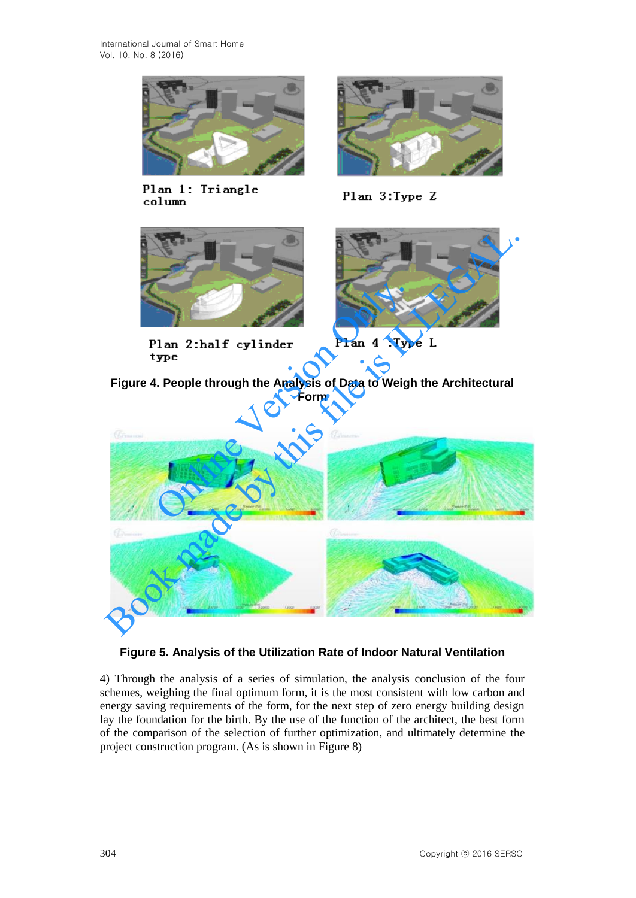Plan 1: Triangle column

Plan 3:Type Z

Plan 2:half cylinder type

Plan 4 :Type L

**Figure 4. People through the Analysis of Data to Weigh the Architectural Form**

**Figure 5. Analysis of the Utilization Rate of Indoor Natural Ventilation**

4) Through the analysis of a series of simulation, the analysis conclusion of the four schemes, weighing the final optimum form, it is the most consistent with low carbon and energy saving requirements of the form, for the next step of zero energy building design lay the foundation for the birth. By the use of the function of the architect, the best form of the comparison of the selection of further optimization, and ultimately determine the project construction program. (As is shown in Figure 8)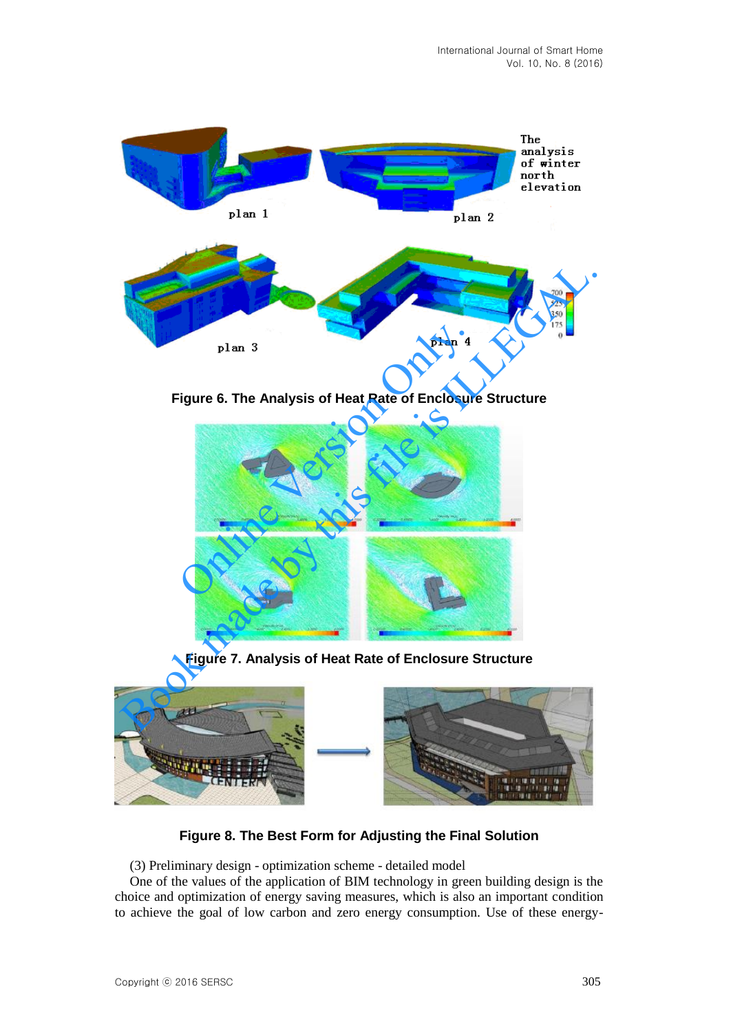Figure 6. The Analysis of Heat Rate of Enclosure Structure

Figure 7. Analysis of Heat Rate of Enclosure Structure

Figure 8. The Best Form for Adjusting the Final Solution

(3) Preliminary design - optimization scheme - detailed model

One of the values of the application of BIM technology in green building design is the choice and optimization of energy saving measures, which is also an important condition to achieve the goal of low carbon and zero energy consumption. Use of these energy-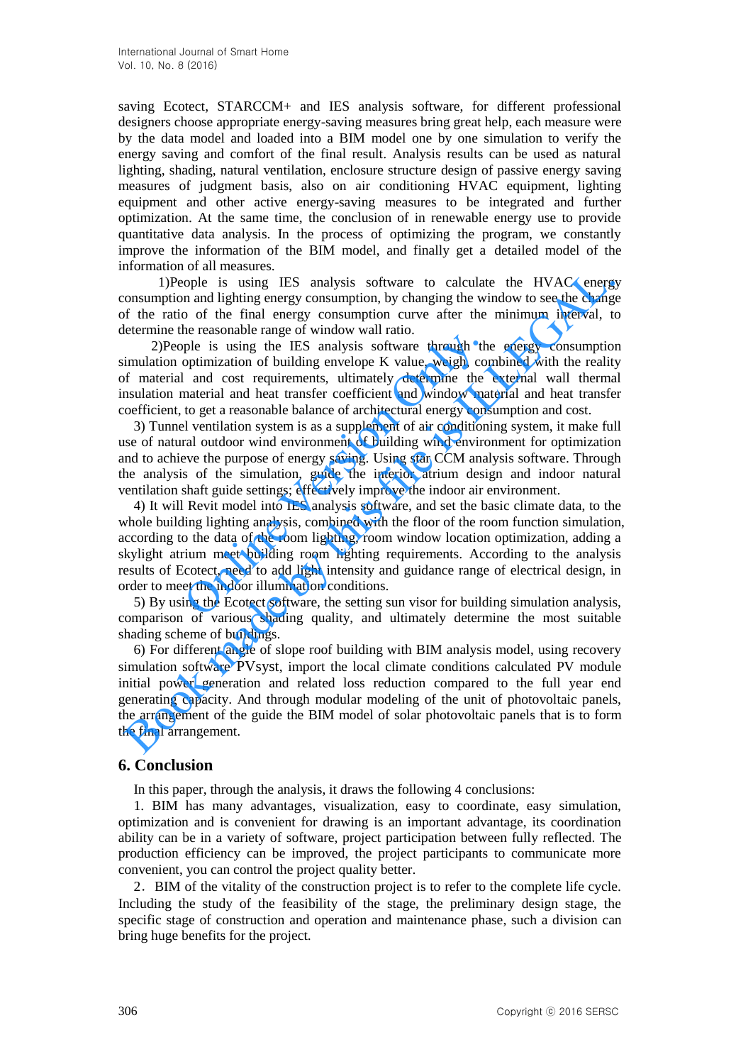saving Ecotect, STARCCM+ and IES analysis software, for different professional designers choose appropriate energy-saving measures bring great help, each measure were by the data model and loaded into a BIM model one by one simulation to verify the energy saving and comfort of the final result. Analysis results can be used as natural lighting, shading, natural ventilation, enclosure structure design of passive energy saving measures of judgment basis, also on air conditioning HVAC equipment, lighting equipment and other active energy-saving measures to be integrated and further optimization. At the same time, the conclusion of in renewable energy use to provide quantitative data analysis. In the process of optimizing the program, we constantly improve the information of the BIM model, and finally get a detailed model of the information of all measures.

1)People is using IES analysis software to calculate the HVAC energy consumption and lighting energy consumption, by changing the window to see the change of the ratio of the final energy consumption curve after the minimum interval, to determine the reasonable range of window wall ratio.

2)People is using the IES analysis software through the energy consumption simulation optimization of building envelope K value, weigh, combined with the reality of material and cost requirements, ultimately determine the external wall thermal insulation material and heat transfer coefficient and window material and heat transfer coefficient, to get a reasonable balance of architectural energy consumption and cost.

3) Tunnel ventilation system is as a supplement of air conditioning system, it make full use of natural outdoor wind environment of building wind environment for optimization and to achieve the purpose of energy saving. Using star CCM analysis software. Through the analysis of the simulation, guide the interior atrium design and indoor natural ventilation shaft guide settings; effectively improve the indoor air environment.

4) It will Revit model into IES analysis software, and set the basic climate data, to the whole building lighting analysis, combined with the floor of the room function simulation, according to the data of the room lighting, room window location optimization, adding a skylight atrium meet building room lighting requirements. According to the analysis results of Ecotect, need to add light intensity and guidance range of electrical design, in order to meet the indoor illumination conditions.

5) By using the Ecotect software, the setting sun visor for building simulation analysis, comparison of various shading quality, and ultimately determine the most suitable shading scheme of buildings.

6) For different angle of slope roof building with BIM analysis model, using recovery simulation software PVsyst, import the local climate conditions calculated PV module initial power generation and related loss reduction compared to the full year end generating capacity. And through modular modeling of the unit of photovoltaic panels, the arrangement of the guide the BIM model of solar photovoltaic panels that is to form the final arrangement.

## 6. Conclusion

In this paper, through the analysis, it draws the following 4 conclusions:

1. BIM has many advantages, visualization, easy to coordinate, easy simulation, optimization and is convenient for drawing is an important advantage, its coordination ability can be in a variety of software, project participation between fully reflected. The production efficiency can be improved, the project participants to communicate more convenient, you can control the project quality better.

2. BIM of the vitality of the construction project is to refer to the complete life cycle. Including the study of the feasibility of the stage, the preliminary design stage, the specific stage of construction and operation and maintenance phase, such a division can bring huge benefits for the project.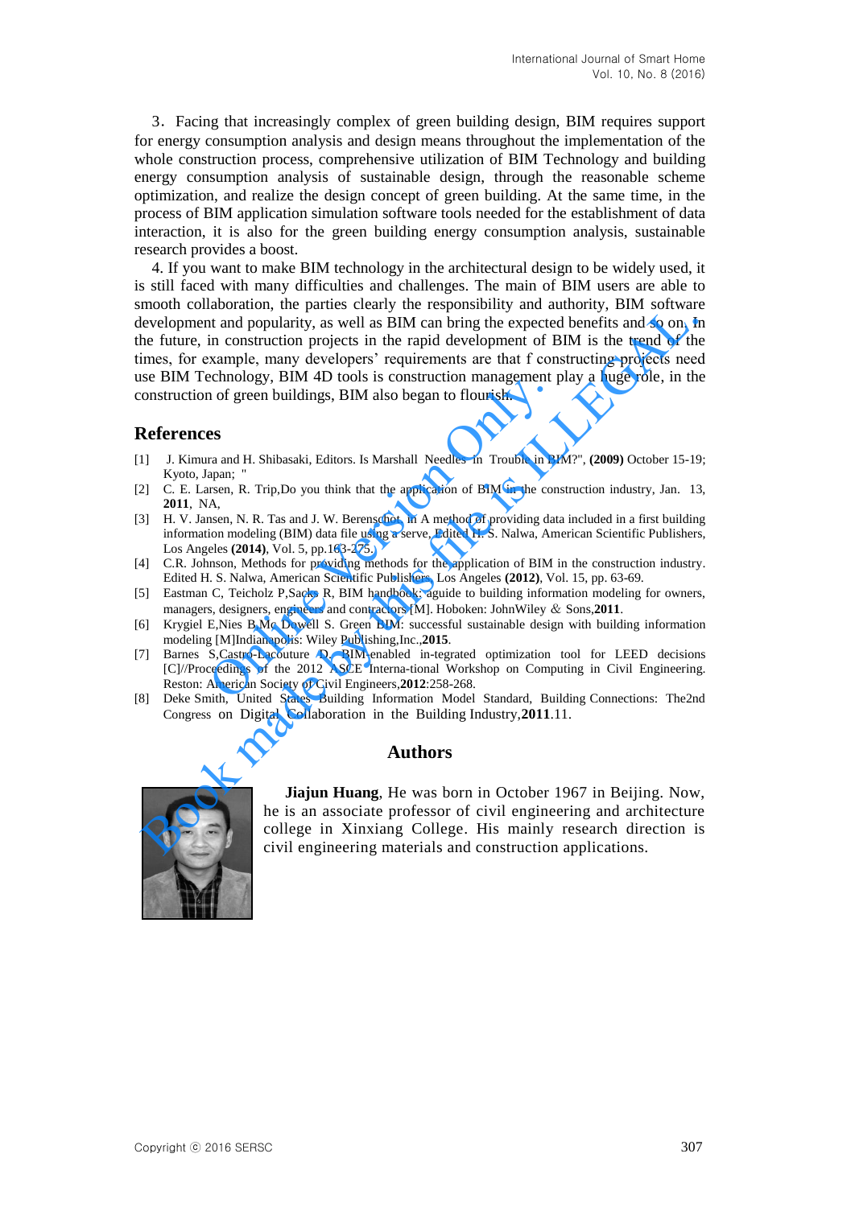3．Facing that increasingly complex of green building design, BIM requires support for energy consumption analysis and design means throughout the implementation of the whole construction process, comprehensive utilization of BIM Technology and building energy consumption analysis of sustainable design, through the reasonable scheme optimization, and realize the design concept of green building. At the same time, in the process of BIM application simulation software tools needed for the establishment of data interaction, it is also for the green building energy consumption analysis, sustainable research provides a boost.

4. If you want to make BIM technology in the architectural design to be widely used, it is still faced with many difficulties and challenges. The main of BIM users are able to smooth collaboration, the parties clearly the responsibility and authority, BIM software development and popularity, as well as BIM can bring the expected benefits and so on. In the future, in construction projects in the rapid development of BIM is the trend of the times, for example, many developers' requirements are that f constructing projects need use BIM Technology, BIM 4D tools is construction management play a huge role, in the construction of green buildings, BIM also began to flourish.

## References

[1] J. Kimura and H. Shibasaki, Editors. Is Marshall Needles in Trouble in BIM?", **(2009)** October 15-19; Kyoto, Japan; "

[2] C. E. Larsen, R. Trip,Do you think that the application of BIM in the construction industry, Jan. 13, **2011**, NA,

[3] H. V. Jansen, N. R. Tas and J. W. Berenschot, in A method of providing data included in a first building information modeling (BIM) data file using a serve, Edited H. S. Nalwa, American Scientific Publishers, Los Angeles **(2014)**, Vol. 5, pp.163-275.

[4] C.R. Johnson, Methods for providing methods for the application of BIM in the construction industry. Edited H. S. Nalwa, American Scientific Publishers, Los Angeles **(2012)**, Vol. 15, pp. 63-69.

[5] Eastman C, Teicholz P,Sacks R, BIM handbook: aguide to building information modeling for owners, managers, designers, engineers and contractors [M]. Hoboken: JohnWiley ＆ Sons,**2011**.

[6] Krygiel E,Nies B,Mc Dowell S. Green BIM: successful sustainable design with building information modeling [M]Indianapolis: Wiley Publishing,Inc.,**2015**.

[7] Barnes S,Castro-Lacouture D. BIM-enabled in-tegrated optimization tool for LEED decisions [C]//Proceedings of the 2012 ASCE Interna-tional Workshop on Computing in Civil Engineering. Reston: American Society of Civil Engineers,**2012**:258-268.

[8] Deke Smith, United States Building Information Model Standard, Building Connections: The2nd Congress on Digital Collaboration in the Building Industry,**2011**.11.

## Authors

**Jiajun Huang**, He was born in October 1967 in Beijing. Now, he is an associate professor of civil engineering and architecture college in Xinxiang College. His mainly research direction is civil engineering materials and construction applications.